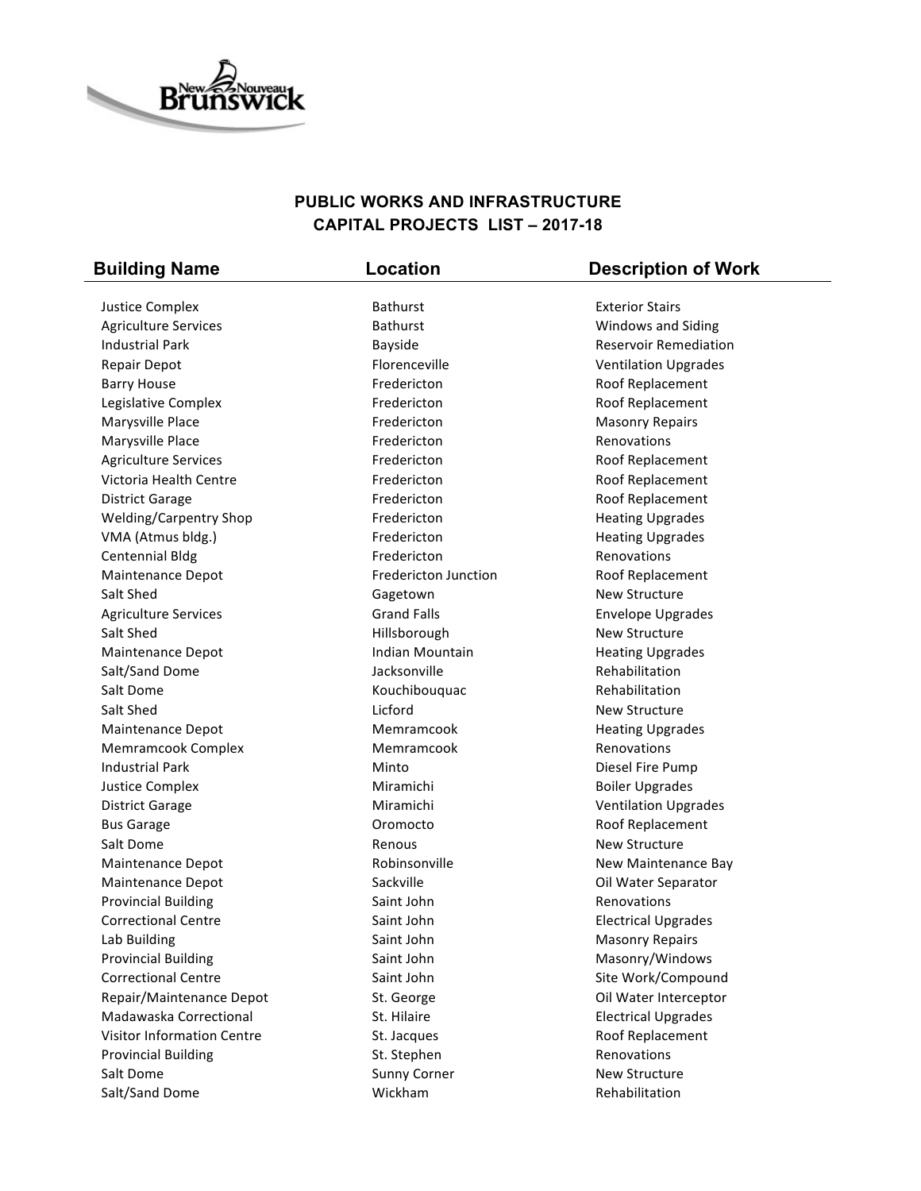**PUBLIC WORKS AND INFRASTRUCTURE**
**CAPITAL PROJECTS LIST – 2017-18**

| Building Name | Location | Description of Work |
|---|---|---|
| Justice Complex | Bathurst | Exterior Stairs |
| Agriculture Services | Bathurst | Windows and Siding |
| Industrial Park | Bayside | Reservoir Remediation |
| Repair Depot | Florenceville | Ventilation Upgrades |
| Barry House | Fredericton | Roof Replacement |
| Legislative Complex | Fredericton | Roof Replacement |
| Marysville Place | Fredericton | Masonry Repairs |
| Marysville Place | Fredericton | Renovations |
| Agriculture Services | Fredericton | Roof Replacement |
| Victoria Health Centre | Fredericton | Roof Replacement |
| District Garage | Fredericton | Roof Replacement |
| Welding/Carpentry Shop | Fredericton | Heating Upgrades |
| VMA (Atmus bldg.) | Fredericton | Heating Upgrades |
| Centennial Bldg | Fredericton | Renovations |
| Maintenance Depot | Fredericton Junction | Roof Replacement |
| Salt Shed | Gagetown | New Structure |
| Agriculture Services | Grand Falls | Envelope Upgrades |
| Salt Shed | Hillsborough | New Structure |
| Maintenance Depot | Indian Mountain | Heating Upgrades |
| Salt/Sand Dome | Jacksonville | Rehabilitation |
| Salt Dome | Kouchibouquac | Rehabilitation |
| Salt Shed | Licford | New Structure |
| Maintenance Depot | Memramcook | Heating Upgrades |
| Memramcook Complex | Memramcook | Renovations |
| Industrial Park | Minto | Diesel Fire Pump |
| Justice Complex | Miramichi | Boiler Upgrades |
| District Garage | Miramichi | Ventilation Upgrades |
| Bus Garage | Oromocto | Roof Replacement |
| Salt Dome | Renous | New Structure |
| Maintenance Depot | Robinsonville | New Maintenance Bay |
| Maintenance Depot | Sackville | Oil Water Separator |
| Provincial Building | Saint John | Renovations |
| Correctional Centre | Saint John | Electrical Upgrades |
| Lab Building | Saint John | Masonry Repairs |
| Provincial Building | Saint John | Masonry/Windows |
| Correctional Centre | Saint John | Site Work/Compound |
| Repair/Maintenance Depot | St. George | Oil Water Interceptor |
| Madawaska Correctional | St. Hilaire | Electrical Upgrades |
| Visitor Information Centre | St. Jacques | Roof Replacement |
| Provincial Building | St. Stephen | Renovations |
| Salt Dome | Sunny Corner | New Structure |
| Salt/Sand Dome | Wickham | Rehabilitation |